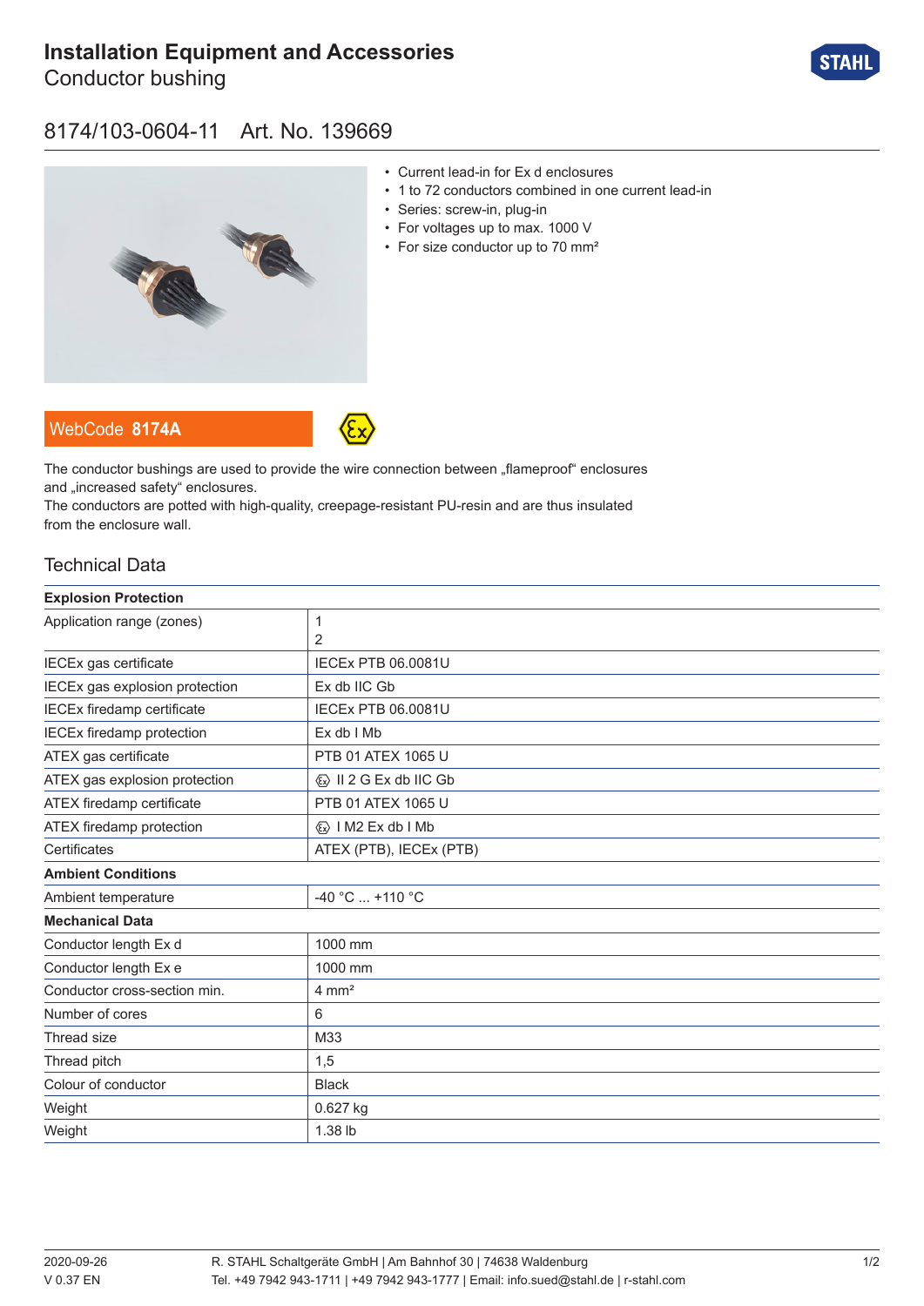# Installation Equipment and Accessories

Conductor bushing

## 8174/103-0604-11 Art. No. 139669

- Current lead-in for Ex d enclosures
- 1 to 72 conductors combined in one current lead-in
- Series: screw-in, plug-in
- For voltages up to max. 1000 V
- For size conductor up to 70 mm²

WebCode **8174A**

The conductor bushings are used to provide the wire connection between „flameproof“ enclosures and „increased safety“ enclosures.
The conductors are potted with high-quality, creepage-resistant PU-resin and are thus insulated from the enclosure wall.

## Technical Data

| **Explosion Protection** | |
|---|---|
| Application range (zones) | 1<br>2 |
| IECEx gas certificate | IECEx PTB 06.0081U |
| IECEx gas explosion protection | Ex db IIC Gb |
| IECEx firedamp certificate | IECEx PTB 06.0081U |
| IECEx firedamp protection | Ex db I Mb |
| ATEX gas certificate | PTB 01 ATEX 1065 U |
| ATEX gas explosion protection | Ⓔx II 2 G Ex db IIC Gb |
| ATEX firedamp certificate | PTB 01 ATEX 1065 U |
| ATEX firedamp protection | Ⓔx I M2 Ex db I Mb |
| Certificates | ATEX (PTB), IECEx (PTB) |
| **Ambient Conditions** | |
| Ambient temperature | -40 °C ... +110 °C |
| **Mechanical Data** | |
| Conductor length Ex d | 1000 mm |
| Conductor length Ex e | 1000 mm |
| Conductor cross-section min. | 4 mm² |
| Number of cores | 6 |
| Thread size | M33 |
| Thread pitch | 1,5 |
| Colour of conductor | Black |
| Weight | 0.627 kg |
| Weight | 1.38 lb |

2020-09-26
V 0.37 EN

R. STAHL Schaltgeräte GmbH | Am Bahnhof 30 | 74638 Waldenburg
Tel. +49 7942 943-1711 | +49 7942 943-1777 | Email: info.sued@stahl.de | r-stahl.com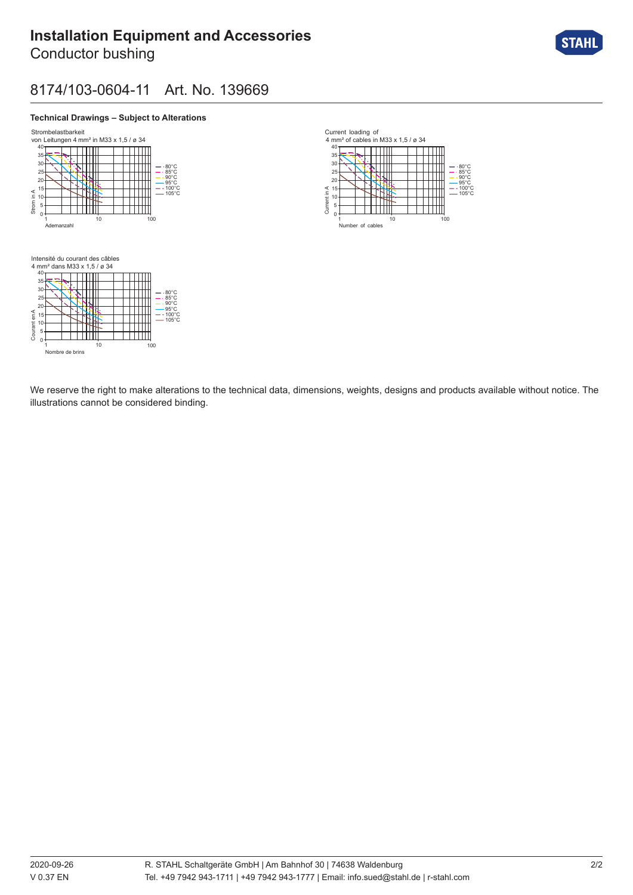# Installation Equipment and Accessories

Conductor bushing

## 8174/103-0604-11 Art. No. 139669

**Technical Drawings – Subject to Alterations**

Strombelastbarkeit
von Leitungen 4 mm² in M33 x 1,5 / ø 34

40
35
30
25
20
15
10
5
0

Strom in A

1
10
100

Adernanzahl

80°C
85°C
90°C
95°C
100°C
105°C

Current loading of
4 mm² of cables in M33 x 1,5 / ø 34

40
35
30
25
20
15
10
5
0

Current in A

1
10
100

Number of cables

80°C
85°C
90°C
95°C
100°C
105°C

Intensité du courant des câbles
4 mm² dans M33 x 1,5 / ø 34

40
35
30
25
20
15
10
5
0

Courant en A

1
10
100

Nombre de brins

80°C
85°C
90°C
95°C
100°C
105°C

We reserve the right to make alterations to the technical data, dimensions, weights, designs and products available without notice. The illustrations cannot be considered binding.

2020-09-26
V 0.37 EN

R. STAHL Schaltgeräte GmbH | Am Bahnhof 30 | 74638 Waldenburg
Tel. +49 7942 943-1711 | +49 7942 943-1777 | Email: info.sued@stahl.de | r-stahl.com